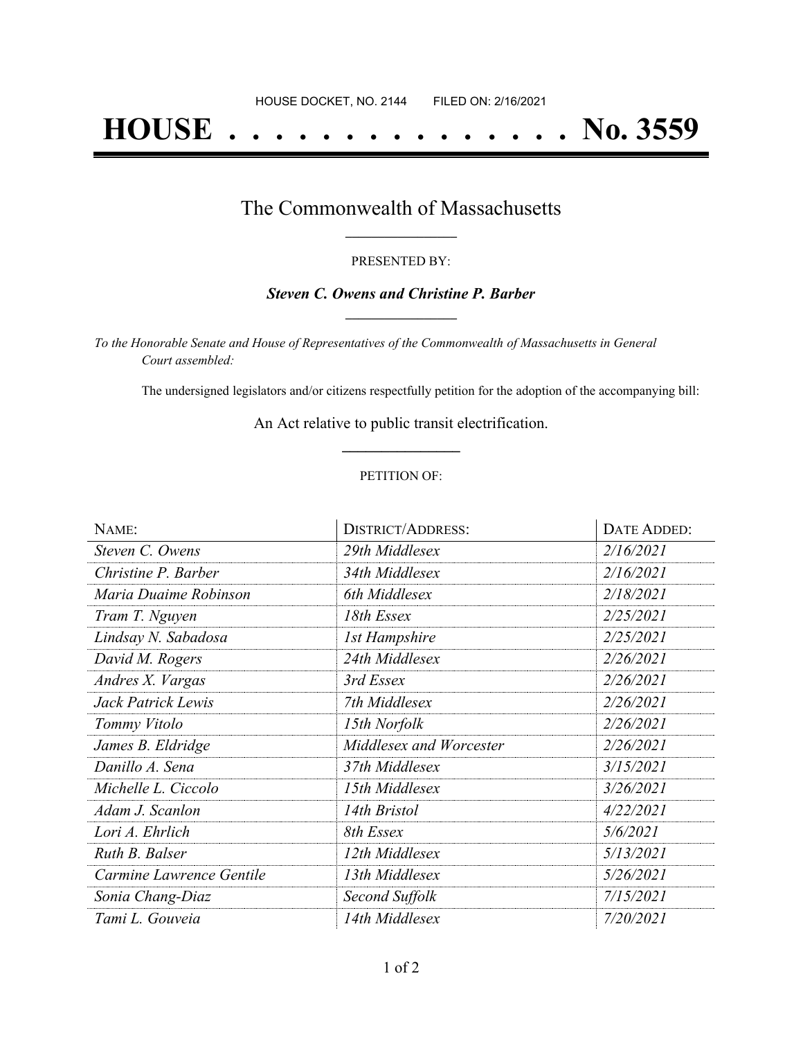HOUSE DOCKET, NO. 2144        FILED ON: 2/16/2021

# HOUSE . . . . . . . . . . . . . . . No. 3559

## The Commonwealth of Massachusetts

PRESENTED BY:

***Steven C. Owens and Christine P. Barber***

*To the Honorable Senate and House of Representatives of the Commonwealth of Massachusetts in General Court assembled:*

The undersigned legislators and/or citizens respectfully petition for the adoption of the accompanying bill:

An Act relative to public transit electrification.

PETITION OF:

| NAME: | DISTRICT/ADDRESS: | DATE ADDED: |
|---|---|---|
| *Steven C. Owens* | *29th Middlesex* | *2/16/2021* |
| *Christine P. Barber* | *34th Middlesex* | *2/16/2021* |
| *Maria Duaime Robinson* | *6th Middlesex* | *2/18/2021* |
| *Tram T. Nguyen* | *18th Essex* | *2/25/2021* |
| *Lindsay N. Sabadosa* | *1st Hampshire* | *2/25/2021* |
| *David M. Rogers* | *24th Middlesex* | *2/26/2021* |
| *Andres X. Vargas* | *3rd Essex* | *2/26/2021* |
| *Jack Patrick Lewis* | *7th Middlesex* | *2/26/2021* |
| *Tommy Vitolo* | *15th Norfolk* | *2/26/2021* |
| *James B. Eldridge* | *Middlesex and Worcester* | *2/26/2021* |
| *Danillo A. Sena* | *37th Middlesex* | *3/15/2021* |
| *Michelle L. Ciccolo* | *15th Middlesex* | *3/26/2021* |
| *Adam J. Scanlon* | *14th Bristol* | *4/22/2021* |
| *Lori A. Ehrlich* | *8th Essex* | *5/6/2021* |
| *Ruth B. Balser* | *12th Middlesex* | *5/13/2021* |
| *Carmine Lawrence Gentile* | *13th Middlesex* | *5/26/2021* |
| *Sonia Chang-Diaz* | *Second Suffolk* | *7/15/2021* |
| *Tami L. Gouveia* | *14th Middlesex* | *7/20/2021* |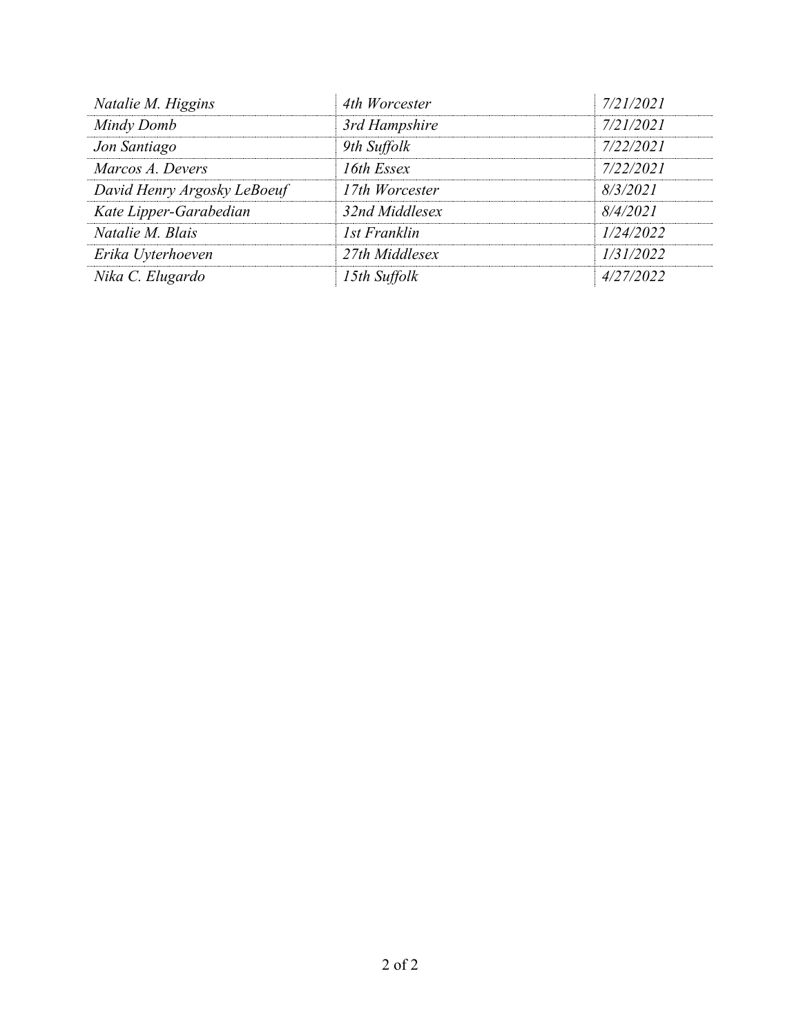| | | |
|---|---|---|
| *Natalie M. Higgins* | *4th Worcester* | *7/21/2021* |
| *Mindy Domb* | *3rd Hampshire* | *7/21/2021* |
| *Jon Santiago* | *9th Suffolk* | *7/22/2021* |
| *Marcos A. Devers* | *16th Essex* | *7/22/2021* |
| *David Henry Argosky LeBoeuf* | *17th Worcester* | *8/3/2021* |
| *Kate Lipper-Garabedian* | *32nd Middlesex* | *8/4/2021* |
| *Natalie M. Blais* | *1st Franklin* | *1/24/2022* |
| *Erika Uyterhoeven* | *27th Middlesex* | *1/31/2022* |
| *Nika C. Elugardo* | *15th Suffolk* | *4/27/2022* |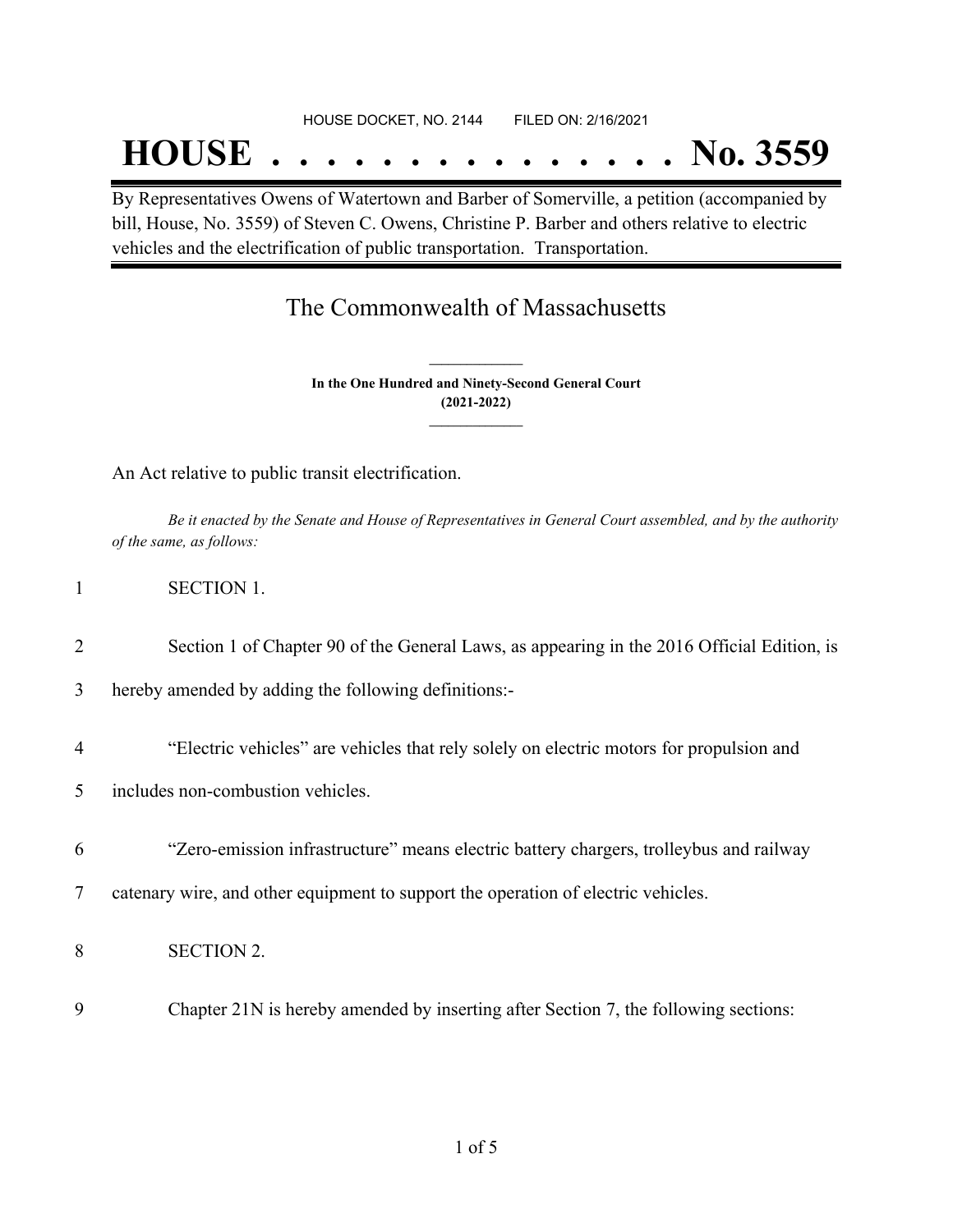HOUSE DOCKET, NO. 2144        FILED ON: 2/16/2021

# HOUSE . . . . . . . . . . . . . . . No. 3559

By Representatives Owens of Watertown and Barber of Somerville, a petition (accompanied by bill, House, No. 3559) of Steven C. Owens, Christine P. Barber and others relative to electric vehicles and the electrification of public transportation. Transportation.

## The Commonwealth of Massachusetts

**In the One Hundred and Ninety-Second General Court**
**(2021-2022)**

An Act relative to public transit electrification.

*Be it enacted by the Senate and House of Representatives in General Court assembled, and by the authority of the same, as follows:*

1 SECTION 1.

2 Section 1 of Chapter 90 of the General Laws, as appearing in the 2016 Official Edition, is
3 hereby amended by adding the following definitions:-

4 "Electric vehicles" are vehicles that rely solely on electric motors for propulsion and
5 includes non-combustion vehicles.

6 "Zero-emission infrastructure" means electric battery chargers, trolleybus and railway
7 catenary wire, and other equipment to support the operation of electric vehicles.

8 SECTION 2.

9 Chapter 21N is hereby amended by inserting after Section 7, the following sections: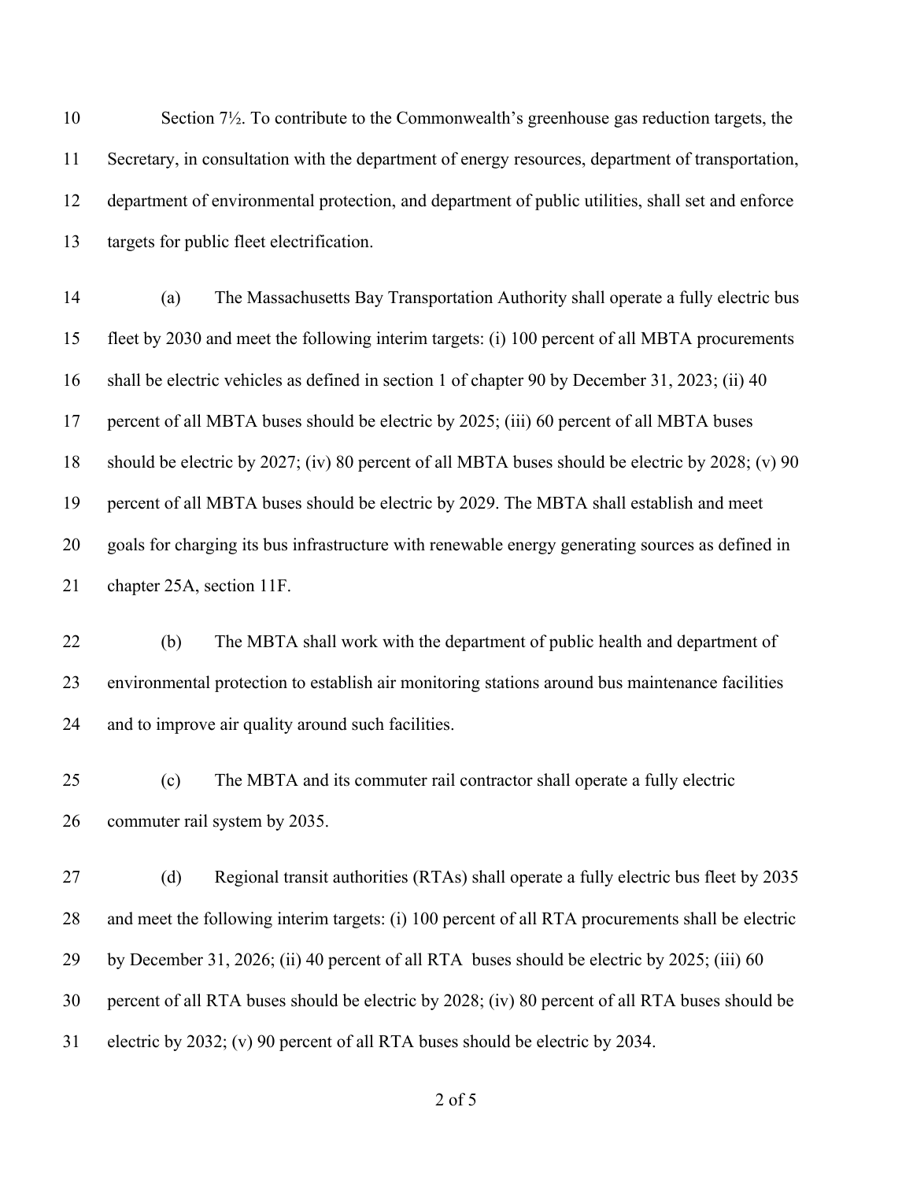Section 7½. To contribute to the Commonwealth's greenhouse gas reduction targets, the Secretary, in consultation with the department of energy resources, department of transportation, department of environmental protection, and department of public utilities, shall set and enforce targets for public fleet electrification.

(a) The Massachusetts Bay Transportation Authority shall operate a fully electric bus fleet by 2030 and meet the following interim targets: (i) 100 percent of all MBTA procurements shall be electric vehicles as defined in section 1 of chapter 90 by December 31, 2023; (ii) 40 percent of all MBTA buses should be electric by 2025; (iii) 60 percent of all MBTA buses should be electric by 2027; (iv) 80 percent of all MBTA buses should be electric by 2028; (v) 90 percent of all MBTA buses should be electric by 2029. The MBTA shall establish and meet goals for charging its bus infrastructure with renewable energy generating sources as defined in chapter 25A, section 11F.

(b) The MBTA shall work with the department of public health and department of environmental protection to establish air monitoring stations around bus maintenance facilities and to improve air quality around such facilities.

(c) The MBTA and its commuter rail contractor shall operate a fully electric commuter rail system by 2035.

(d) Regional transit authorities (RTAs) shall operate a fully electric bus fleet by 2035 and meet the following interim targets: (i) 100 percent of all RTA procurements shall be electric by December 31, 2026; (ii) 40 percent of all RTA buses should be electric by 2025; (iii) 60 percent of all RTA buses should be electric by 2028; (iv) 80 percent of all RTA buses should be electric by 2032; (v) 90 percent of all RTA buses should be electric by 2034.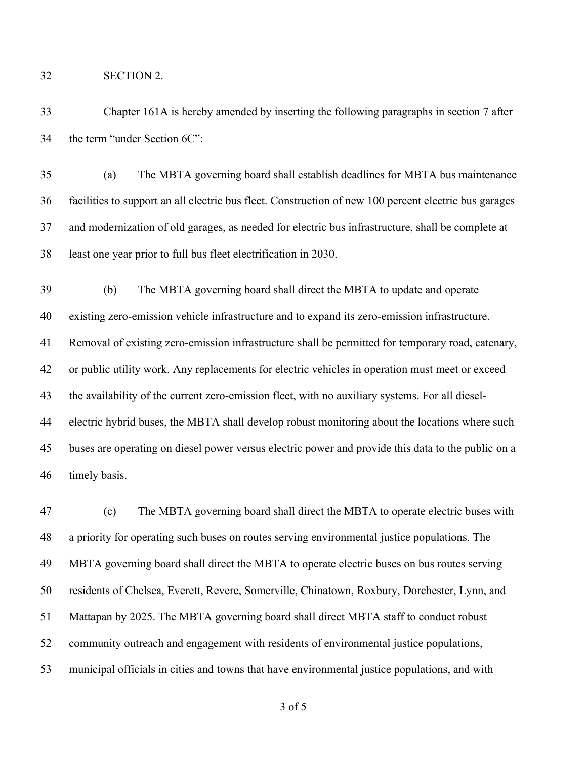SECTION 2.

Chapter 161A is hereby amended by inserting the following paragraphs in section 7 after the term "under Section 6C":

(a) The MBTA governing board shall establish deadlines for MBTA bus maintenance facilities to support an all electric bus fleet. Construction of new 100 percent electric bus garages and modernization of old garages, as needed for electric bus infrastructure, shall be complete at least one year prior to full bus fleet electrification in 2030.

(b) The MBTA governing board shall direct the MBTA to update and operate existing zero-emission vehicle infrastructure and to expand its zero-emission infrastructure. Removal of existing zero-emission infrastructure shall be permitted for temporary road, catenary, or public utility work. Any replacements for electric vehicles in operation must meet or exceed the availability of the current zero-emission fleet, with no auxiliary systems. For all diesel-electric hybrid buses, the MBTA shall develop robust monitoring about the locations where such buses are operating on diesel power versus electric power and provide this data to the public on a timely basis.

(c) The MBTA governing board shall direct the MBTA to operate electric buses with a priority for operating such buses on routes serving environmental justice populations. The MBTA governing board shall direct the MBTA to operate electric buses on bus routes serving residents of Chelsea, Everett, Revere, Somerville, Chinatown, Roxbury, Dorchester, Lynn, and Mattapan by 2025. The MBTA governing board shall direct MBTA staff to conduct robust community outreach and engagement with residents of environmental justice populations, municipal officials in cities and towns that have environmental justice populations, and with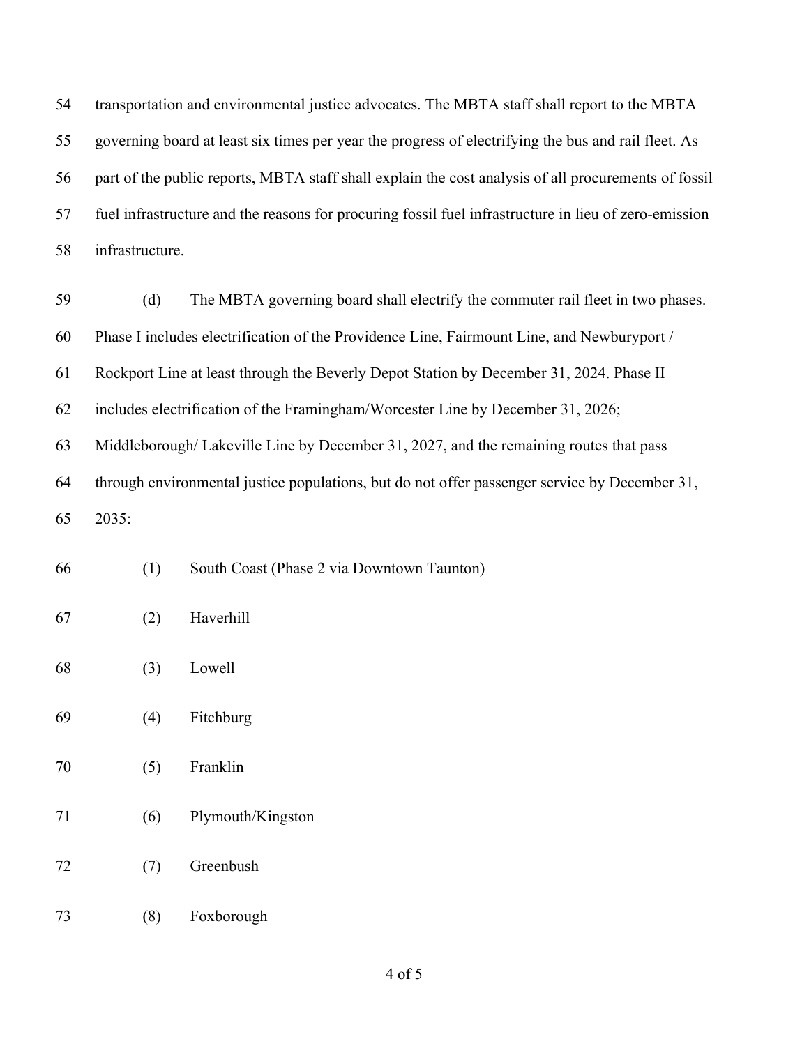transportation and environmental justice advocates. The MBTA staff shall report to the MBTA governing board at least six times per year the progress of electrifying the bus and rail fleet. As part of the public reports, MBTA staff shall explain the cost analysis of all procurements of fossil fuel infrastructure and the reasons for procuring fossil fuel infrastructure in lieu of zero-emission infrastructure.

(d) The MBTA governing board shall electrify the commuter rail fleet in two phases. Phase I includes electrification of the Providence Line, Fairmount Line, and Newburyport / Rockport Line at least through the Beverly Depot Station by December 31, 2024. Phase II includes electrification of the Framingham/Worcester Line by December 31, 2026; Middleborough/ Lakeville Line by December 31, 2027, and the remaining routes that pass through environmental justice populations, but do not offer passenger service by December 31, 2035:

(1) South Coast (Phase 2 via Downtown Taunton)

(2) Haverhill

(3) Lowell

(4) Fitchburg

(5) Franklin

(6) Plymouth/Kingston

(7) Greenbush

(8) Foxborough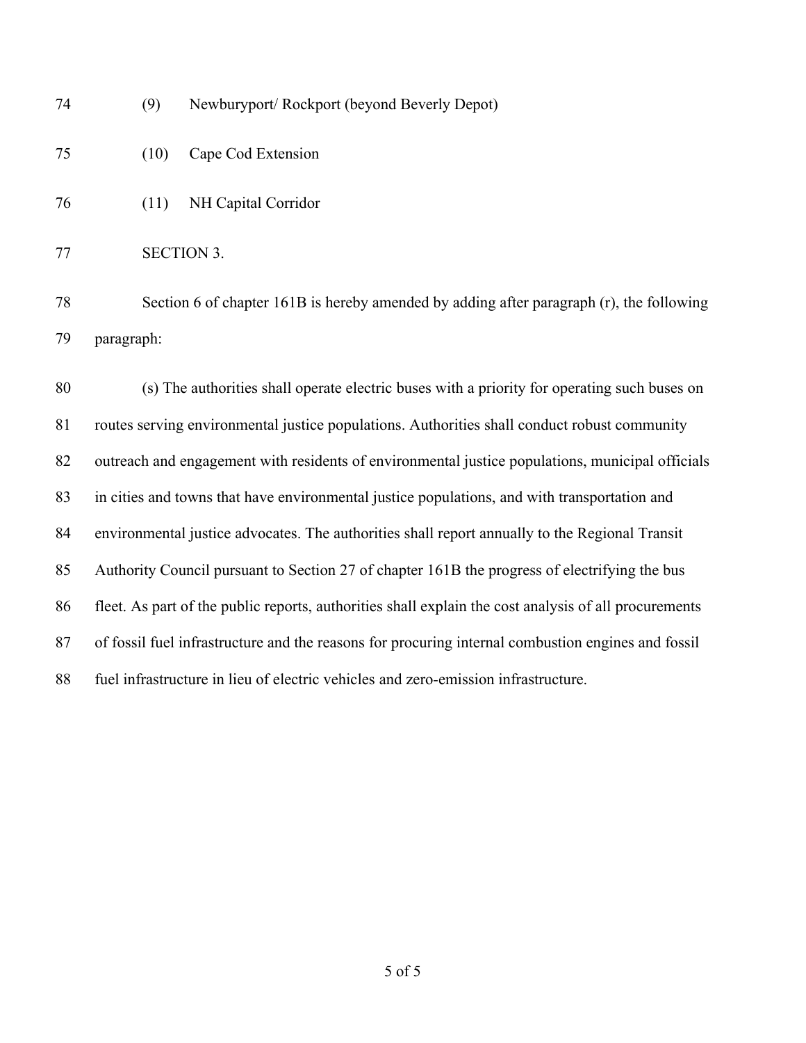(9) Newburyport/ Rockport (beyond Beverly Depot)

(10) Cape Cod Extension

(11) NH Capital Corridor

SECTION 3.

Section 6 of chapter 161B is hereby amended by adding after paragraph (r), the following paragraph:

(s) The authorities shall operate electric buses with a priority for operating such buses on routes serving environmental justice populations. Authorities shall conduct robust community outreach and engagement with residents of environmental justice populations, municipal officials in cities and towns that have environmental justice populations, and with transportation and environmental justice advocates. The authorities shall report annually to the Regional Transit Authority Council pursuant to Section 27 of chapter 161B the progress of electrifying the bus fleet. As part of the public reports, authorities shall explain the cost analysis of all procurements of fossil fuel infrastructure and the reasons for procuring internal combustion engines and fossil fuel infrastructure in lieu of electric vehicles and zero-emission infrastructure.